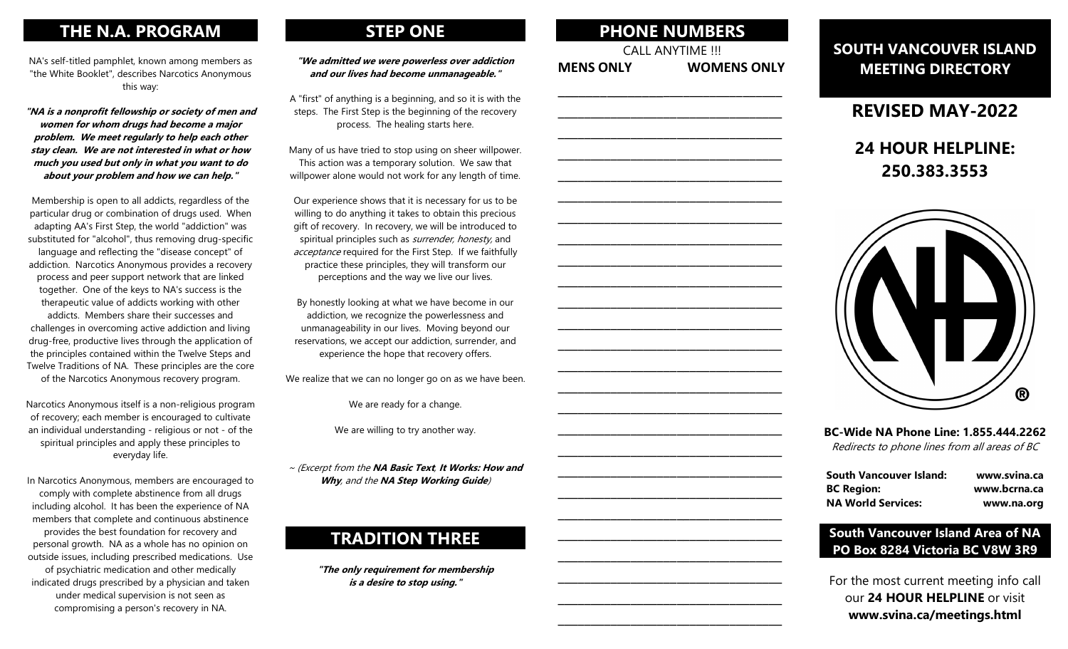## THE N.A. PROGRAM

NA's self-titled pamphlet, known among members as "the White Booklet", describes Narcotics Anonymous this way:

***"NA is a nonprofit fellowship or society of men and women for whom drugs had become a major problem. We meet regularly to help each other stay clean. We are not interested in what or how much you used but only in what you want to do about your problem and how we can help."***

Membership is open to all addicts, regardless of the particular drug or combination of drugs used. When adapting AA's First Step, the world "addiction" was substituted for "alcohol", thus removing drug-specific language and reflecting the "disease concept" of addiction. Narcotics Anonymous provides a recovery process and peer support network that are linked together. One of the keys to NA's success is the therapeutic value of addicts working with other addicts. Members share their successes and challenges in overcoming active addiction and living drug-free, productive lives through the application of the principles contained within the Twelve Steps and Twelve Traditions of NA. These principles are the core of the Narcotics Anonymous recovery program.

Narcotics Anonymous itself is a non-religious program of recovery; each member is encouraged to cultivate an individual understanding - religious or not - of the spiritual principles and apply these principles to everyday life.

In Narcotics Anonymous, members are encouraged to comply with complete abstinence from all drugs including alcohol. It has been the experience of NA members that complete and continuous abstinence provides the best foundation for recovery and personal growth. NA as a whole has no opinion on outside issues, including prescribed medications. Use of psychiatric medication and other medically indicated drugs prescribed by a physician and taken under medical supervision is not seen as compromising a person's recovery in NA.

## STEP ONE

***"We admitted we were powerless over addiction and our lives had become unmanageable."***

A "first" of anything is a beginning, and so it is with the steps. The First Step is the beginning of the recovery process. The healing starts here.

Many of us have tried to stop using on sheer willpower. This action was a temporary solution. We saw that willpower alone would not work for any length of time.

Our experience shows that it is necessary for us to be willing to do anything it takes to obtain this precious gift of recovery. In recovery, we will be introduced to spiritual principles such as *surrender, honesty,* and *acceptance* required for the First Step. If we faithfully practice these principles, they will transform our perceptions and the way we live our lives.

By honestly looking at what we have become in our addiction, we recognize the powerlessness and unmanageability in our lives. Moving beyond our reservations, we accept our addiction, surrender, and experience the hope that recovery offers.

We realize that we can no longer go on as we have been.

We are ready for a change.

We are willing to try another way.

~ *(Excerpt from the **NA Basic Text**, **It Works: How and Why**, and the **NA Step Working Guide**)*

## TRADITION THREE

***"The only requirement for membership is a desire to stop using."***

## PHONE NUMBERS

CALL ANYTIME !!!

| MENS ONLY | WOMENS ONLY |
|---|---|
| | |

____________________________________________

____________________________________________

____________________________________________

____________________________________________

____________________________________________

____________________________________________

____________________________________________

____________________________________________

____________________________________________

____________________________________________

____________________________________________

____________________________________________

____________________________________________

____________________________________________

____________________________________________

____________________________________________

____________________________________________

____________________________________________

____________________________________________

____________________________________________

____________________________________________

____________________________________________

____________________________________________

____________________________________________

____________________________________________

____________________________________________

## SOUTH VANCOUVER ISLAND MEETING DIRECTORY

## REVISED MAY-2022

## 24 HOUR HELPLINE: 250.383.3553

®

**BC-Wide NA Phone Line: 1.855.444.2262**

*Redirects to phone lines from all areas of BC*

| | |
|---|---|
| **South Vancouver Island:** | **www.svina.ca** |
| **BC Region:** | **www.bcrna.ca** |
| **NA World Services:** | **www.na.org** |

**South Vancouver Island Area of NA**
**PO Box 8284 Victoria BC V8W 3R9**

For the most current meeting info call our **24 HOUR HELPLINE** or visit **www.svina.ca/meetings.html**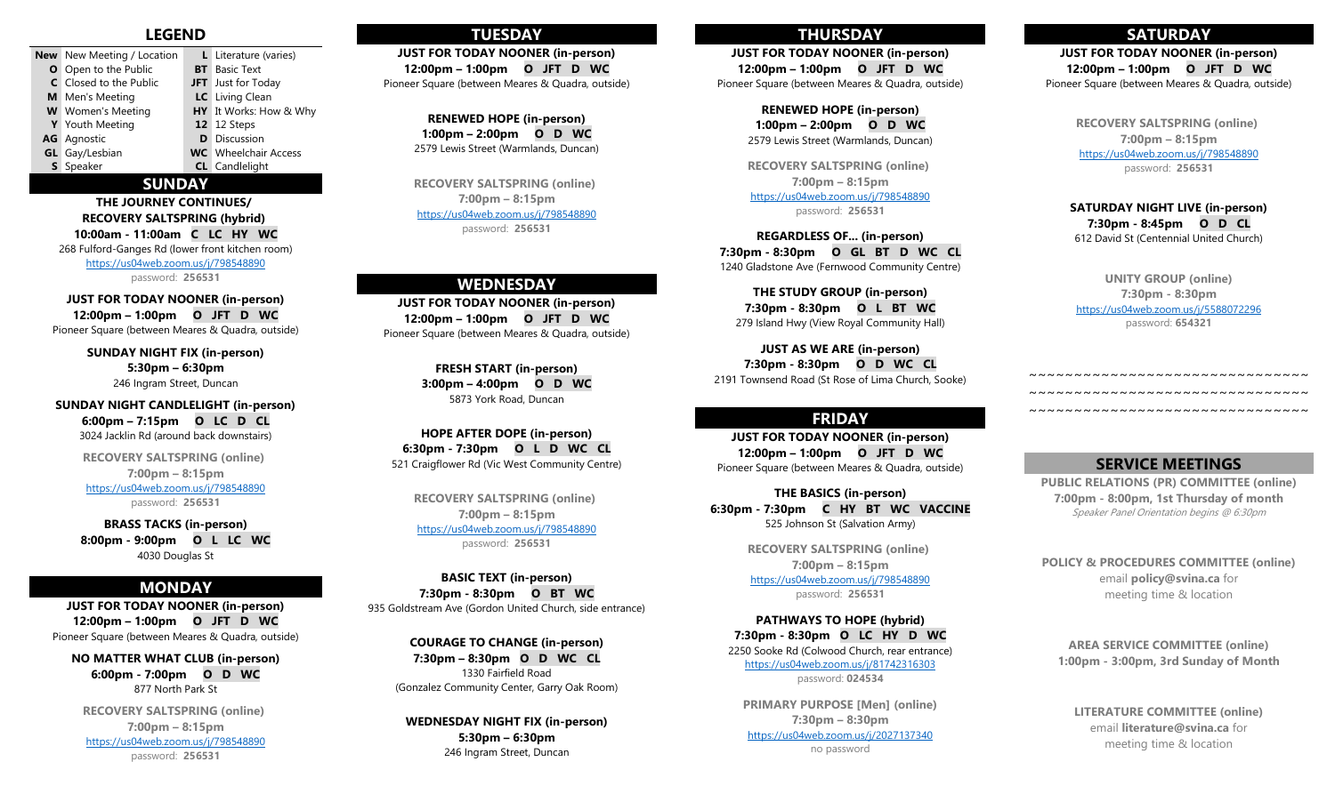## LEGEND

| | | | |
|---|---|---|---|
| **New** | New Meeting / Location | **L** | Literature (varies) |
| **O** | Open to the Public | **BT** | Basic Text |
| **C** | Closed to the Public | **JFT** | Just for Today |
| **M** | Men's Meeting | **LC** | Living Clean |
| **W** | Women's Meeting | **HY** | It Works: How & Why |
| **Y** | Youth Meeting | **12** | 12 Steps |
| **AG** | Agnostic | **D** | Discussion |
| **GL** | Gay/Lesbian | **WC** | Wheelchair Access |
| **S** | Speaker | **CL** | Candlelight |

## SUNDAY

**THE JOURNEY CONTINUES/ RECOVERY SALTSPRING (hybrid)**
**10:00am - 11:00am C LC HY WC**
268 Fulford-Ganges Rd (lower front kitchen room)
https://us04web.zoom.us/j/798548890
password: **256531**

**JUST FOR TODAY NOONER (in-person)**
**12:00pm – 1:00pm O JFT D WC**
Pioneer Square (between Meares & Quadra, outside)

**SUNDAY NIGHT FIX (in-person)**
**5:30pm – 6:30pm**
246 Ingram Street, Duncan

**SUNDAY NIGHT CANDLELIGHT (in-person)**
**6:00pm – 7:15pm O LC D CL**
3024 Jacklin Rd (around back downstairs)

**RECOVERY SALTSPRING (online)**
**7:00pm – 8:15pm**
https://us04web.zoom.us/j/798548890
password: **256531**

**BRASS TACKS (in-person)**
**8:00pm - 9:00pm O L LC WC**
4030 Douglas St

## MONDAY

**JUST FOR TODAY NOONER (in-person)**
**12:00pm – 1:00pm O JFT D WC**
Pioneer Square (between Meares & Quadra, outside)

**NO MATTER WHAT CLUB (in-person)**
**6:00pm - 7:00pm O D WC**
877 North Park St

**RECOVERY SALTSPRING (online)**
**7:00pm – 8:15pm**
https://us04web.zoom.us/j/798548890
password: **256531**

## TUESDAY

**JUST FOR TODAY NOONER (in-person)**
**12:00pm – 1:00pm O JFT D WC**
Pioneer Square (between Meares & Quadra, outside)

**RENEWED HOPE (in-person)**
**1:00pm – 2:00pm O D WC**
2579 Lewis Street (Warmlands, Duncan)

**RECOVERY SALTSPRING (online)**
**7:00pm – 8:15pm**
https://us04web.zoom.us/j/798548890
password: **256531**

## WEDNESDAY

**JUST FOR TODAY NOONER (in-person)**
**12:00pm – 1:00pm O JFT D WC**
Pioneer Square (between Meares & Quadra, outside)

**FRESH START (in-person)**
**3:00pm – 4:00pm O D WC**
5873 York Road, Duncan

**HOPE AFTER DOPE (in-person)**
**6:30pm - 7:30pm O L D WC CL**
521 Craigflower Rd (Vic West Community Centre)

**RECOVERY SALTSPRING (online)**
**7:00pm – 8:15pm**
https://us04web.zoom.us/j/798548890
password: **256531**

**BASIC TEXT (in-person)**
**7:30pm - 8:30pm O BT WC**
935 Goldstream Ave (Gordon United Church, side entrance)

**COURAGE TO CHANGE (in-person)**
**7:30pm – 8:30pm O D WC CL**
1330 Fairfield Road
(Gonzalez Community Center, Garry Oak Room)

**WEDNESDAY NIGHT FIX (in-person)**
**5:30pm – 6:30pm**
246 Ingram Street, Duncan

## THURSDAY

**JUST FOR TODAY NOONER (in-person)**
**12:00pm – 1:00pm O JFT D WC**
Pioneer Square (between Meares & Quadra, outside)

**RENEWED HOPE (in-person)**
**1:00pm – 2:00pm O D WC**
2579 Lewis Street (Warmlands, Duncan)

**RECOVERY SALTSPRING (online)**
**7:00pm – 8:15pm**
https://us04web.zoom.us/j/798548890
password: **256531**

**REGARDLESS OF... (in-person)**
**7:30pm - 8:30pm O GL BT D WC CL**
1240 Gladstone Ave (Fernwood Community Centre)

**THE STUDY GROUP (in-person)**
**7:30pm - 8:30pm O L BT WC**
279 Island Hwy (View Royal Community Hall)

**JUST AS WE ARE (in-person)**
**7:30pm - 8:30pm O D WC CL**
2191 Townsend Road (St Rose of Lima Church, Sooke)

## FRIDAY

**JUST FOR TODAY NOONER (in-person)**
**12:00pm – 1:00pm O JFT D WC**
Pioneer Square (between Meares & Quadra, outside)

**THE BASICS (in-person)**
**6:30pm - 7:30pm C HY BT WC VACCINE**
525 Johnson St (Salvation Army)

**RECOVERY SALTSPRING (online)**
**7:00pm – 8:15pm**
https://us04web.zoom.us/j/798548890
password: **256531**

**PATHWAYS TO HOPE (hybrid)**
**7:30pm - 8:30pm O LC HY D WC**
2250 Sooke Rd (Colwood Church, rear entrance)
https://us04web.zoom.us/j/81742316303
password: **024534**

**PRIMARY PURPOSE [Men] (online)**
**7:30pm – 8:30pm**
https://us04web.zoom.us/j/2027137340
no password

## SATURDAY

**JUST FOR TODAY NOONER (in-person)**
**12:00pm – 1:00pm O JFT D WC**
Pioneer Square (between Meares & Quadra, outside)

**RECOVERY SALTSPRING (online)**
**7:00pm – 8:15pm**
https://us04web.zoom.us/j/798548890
password: **256531**

**SATURDAY NIGHT LIVE (in-person)**
**7:30pm - 8:45pm O D CL**
612 David St (Centennial United Church)

**UNITY GROUP (online)**
**7:30pm - 8:30pm**
https://us04web.zoom.us/j/5588072296
password: **654321**

~~~~~~~~~~~~~~~~~~~~~~~~~~~~~~
~~~~~~~~~~~~~~~~~~~~~~~~~~~~~~
~~~~~~~~~~~~~~~~~~~~~~~~~~~~~~

## SERVICE MEETINGS

**PUBLIC RELATIONS (PR) COMMITTEE (online)**
**7:00pm - 8:00pm, 1st Thursday of month**
*Speaker Panel Orientation begins @ 6:30pm*

**POLICY & PROCEDURES COMMITTEE (online)**
email **policy@svina.ca** for meeting time & location

**AREA SERVICE COMMITTEE (online)**
**1:00pm - 3:00pm, 3rd Sunday of Month**

**LITERATURE COMMITTEE (online)**
email **literature@svina.ca** for meeting time & location